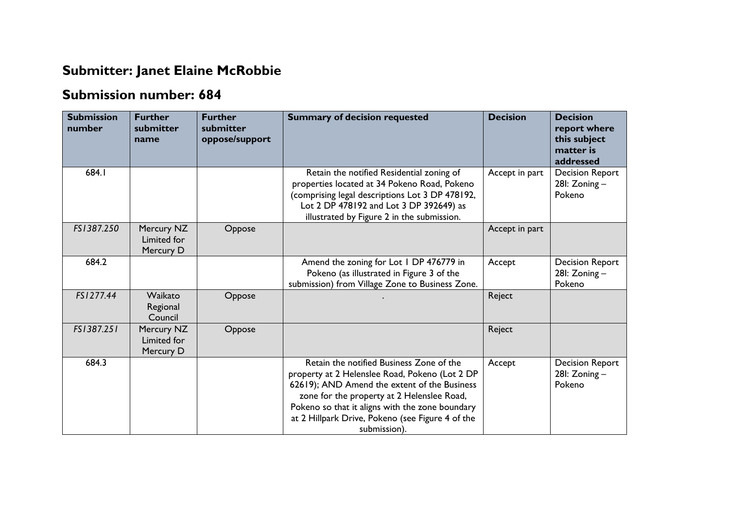# Submitter: Janet Elaine McRobbie

## Submission number: 684

| Submission number | Further submitter name | Further submitter oppose/support | Summary of decision requested | Decision | Decision report where this subject matter is addressed |
|---|---|---|---|---|---|
| 684.1 | | | Retain the notified Residential zoning of properties located at 34 Pokeno Road, Pokeno (comprising legal descriptions Lot 3 DP 478192, Lot 2 DP 478192 and Lot 3 DP 392649) as illustrated by Figure 2 in the submission. | Accept in part | Decision Report 28I: Zoning – Pokeno |
| *FS1387.250* | Mercury NZ Limited for Mercury D | Oppose | | Accept in part | |
| 684.2 | | | Amend the zoning for Lot 1 DP 476779 in Pokeno (as illustrated in Figure 3 of the submission) from Village Zone to Business Zone. | Accept | Decision Report 28I: Zoning – Pokeno |
| *FS1277.44* | Waikato Regional Council | Oppose | . | Reject | |
| *FS1387.251* | Mercury NZ Limited for Mercury D | Oppose | | Reject | |
| 684.3 | | | Retain the notified Business Zone of the property at 2 Helenslee Road, Pokeno (Lot 2 DP 62619); AND Amend the extent of the Business zone for the property at 2 Helenslee Road, Pokeno so that it aligns with the zone boundary at 2 Hillpark Drive, Pokeno (see Figure 4 of the submission). | Accept | Decision Report 28I: Zoning – Pokeno |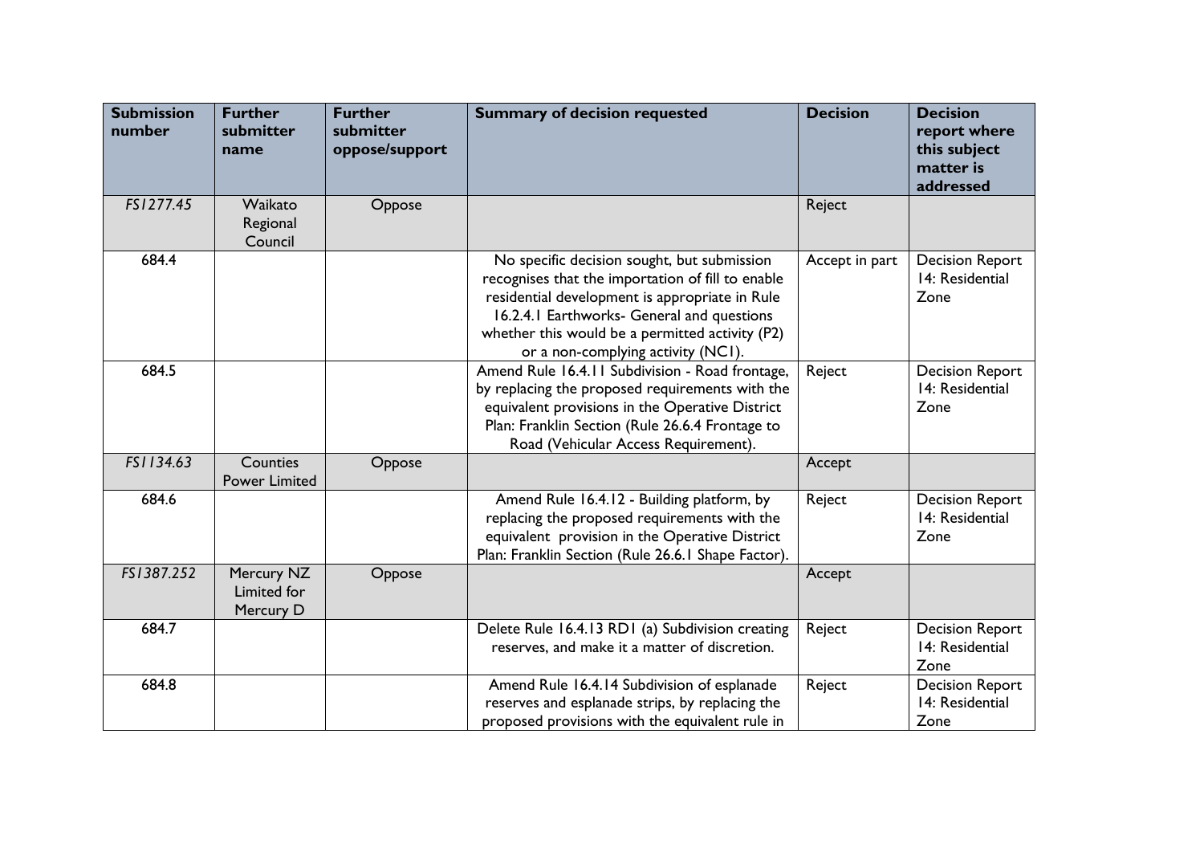| Submission number | Further submitter name | Further submitter oppose/support | Summary of decision requested | Decision | Decision report where this subject matter is addressed |
|---|---|---|---|---|---|
| *FS1277.45* | Waikato Regional Council | Oppose | | Reject | |
| 684.4 | | | No specific decision sought, but submission recognises that the importation of fill to enable residential development is appropriate in Rule 16.2.4.1 Earthworks- General and questions whether this would be a permitted activity (P2) or a non-complying activity (NC1). | Accept in part | Decision Report 14: Residential Zone |
| 684.5 | | | Amend Rule 16.4.11 Subdivision - Road frontage, by replacing the proposed requirements with the equivalent provisions in the Operative District Plan: Franklin Section (Rule 26.6.4 Frontage to Road (Vehicular Access Requirement). | Reject | Decision Report 14: Residential Zone |
| *FS1134.63* | Counties Power Limited | Oppose | | Accept | |
| 684.6 | | | Amend Rule 16.4.12 - Building platform, by replacing the proposed requirements with the equivalent provision in the Operative District Plan: Franklin Section (Rule 26.6.1 Shape Factor). | Reject | Decision Report 14: Residential Zone |
| *FS1387.252* | Mercury NZ Limited for Mercury D | Oppose | | Accept | |
| 684.7 | | | Delete Rule 16.4.13 RD1 (a) Subdivision creating reserves, and make it a matter of discretion. | Reject | Decision Report 14: Residential Zone |
| 684.8 | | | Amend Rule 16.4.14 Subdivision of esplanade reserves and esplanade strips, by replacing the proposed provisions with the equivalent rule in | Reject | Decision Report 14: Residential Zone |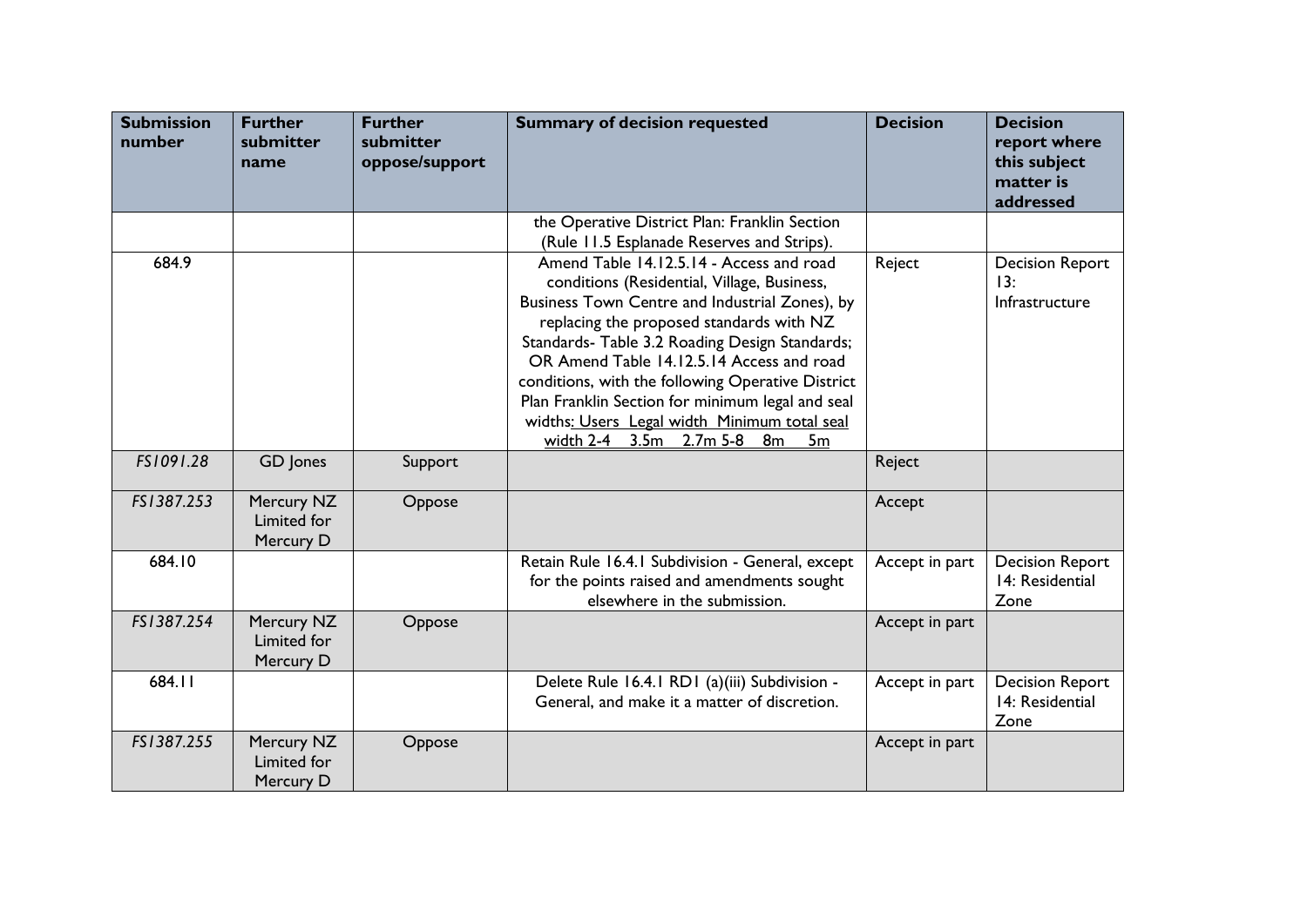| Submission number | Further submitter name | Further submitter oppose/support | Summary of decision requested | Decision | Decision report where this subject matter is addressed |
|---|---|---|---|---|---|
| | | | the Operative District Plan: Franklin Section (Rule 11.5 Esplanade Reserves and Strips). | | |
| 684.9 | | | Amend Table 14.12.5.14 - Access and road conditions (Residential, Village, Business, Business Town Centre and Industrial Zones), by replacing the proposed standards with NZ Standards- Table 3.2 Roading Design Standards; OR Amend Table 14.12.5.14 Access and road conditions, with the following Operative District Plan Franklin Section for minimum legal and seal widths: Users Legal width Minimum total seal width 2-4 3.5m 2.7m 5-8 8m 5m | Reject | Decision Report 13: Infrastructure |
| *FS1091.28* | GD Jones | Support | | Reject | |
| *FS1387.253* | Mercury NZ Limited for Mercury D | Oppose | | Accept | |
| 684.10 | | | Retain Rule 16.4.1 Subdivision - General, except for the points raised and amendments sought elsewhere in the submission. | Accept in part | Decision Report 14: Residential Zone |
| *FS1387.254* | Mercury NZ Limited for Mercury D | Oppose | | Accept in part | |
| 684.11 | | | Delete Rule 16.4.1 RD1 (a)(iii) Subdivision - General, and make it a matter of discretion. | Accept in part | Decision Report 14: Residential Zone |
| *FS1387.255* | Mercury NZ Limited for Mercury D | Oppose | | Accept in part | |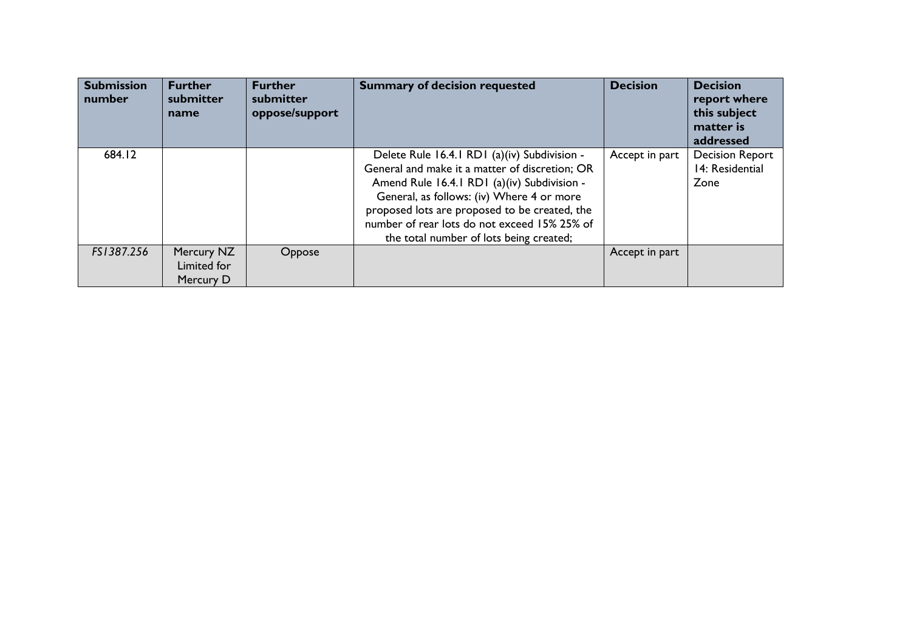| Submission number | Further submitter name | Further submitter oppose/support | Summary of decision requested | Decision | Decision report where this subject matter is addressed |
|---|---|---|---|---|---|
| 684.12 | | | Delete Rule 16.4.1 RD1 (a)(iv) Subdivision - General and make it a matter of discretion; OR Amend Rule 16.4.1 RD1 (a)(iv) Subdivision - General, as follows: (iv) Where 4 or more proposed lots are proposed to be created, the number of rear lots do not exceed 15% 25% of the total number of lots being created; | Accept in part | Decision Report 14: Residential Zone |
| *FS1387.256* | Mercury NZ Limited for Mercury D | Oppose | | Accept in part | |